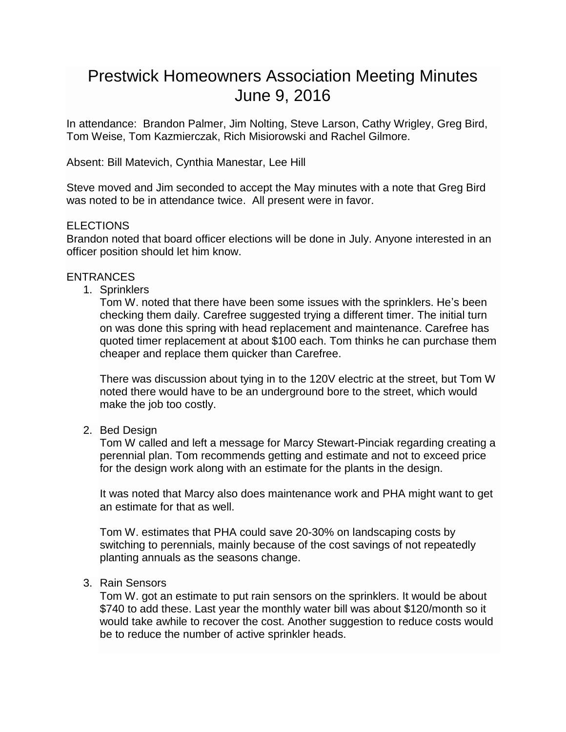# Prestwick Homeowners Association Meeting Minutes June 9, 2016

In attendance: Brandon Palmer, Jim Nolting, Steve Larson, Cathy Wrigley, Greg Bird, Tom Weise, Tom Kazmierczak, Rich Misiorowski and Rachel Gilmore.

Absent: Bill Matevich, Cynthia Manestar, Lee Hill

Steve moved and Jim seconded to accept the May minutes with a note that Greg Bird was noted to be in attendance twice. All present were in favor.

ELECTIONS

Brandon noted that board officer elections will be done in July. Anyone interested in an officer position should let him know.

ENTRANCES

1. Sprinklers

   Tom W. noted that there have been some issues with the sprinklers. He's been checking them daily. Carefree suggested trying a different timer. The initial turn on was done this spring with head replacement and maintenance. Carefree has quoted timer replacement at about $100 each. Tom thinks he can purchase them cheaper and replace them quicker than Carefree.

   There was discussion about tying in to the 120V electric at the street, but Tom W noted there would have to be an underground bore to the street, which would make the job too costly.

2. Bed Design

   Tom W called and left a message for Marcy Stewart-Pinciak regarding creating a perennial plan. Tom recommends getting and estimate and not to exceed price for the design work along with an estimate for the plants in the design.

   It was noted that Marcy also does maintenance work and PHA might want to get an estimate for that as well.

   Tom W. estimates that PHA could save 20-30% on landscaping costs by switching to perennials, mainly because of the cost savings of not repeatedly planting annuals as the seasons change.

3. Rain Sensors

   Tom W. got an estimate to put rain sensors on the sprinklers. It would be about $740 to add these. Last year the monthly water bill was about $120/month so it would take awhile to recover the cost. Another suggestion to reduce costs would be to reduce the number of active sprinkler heads.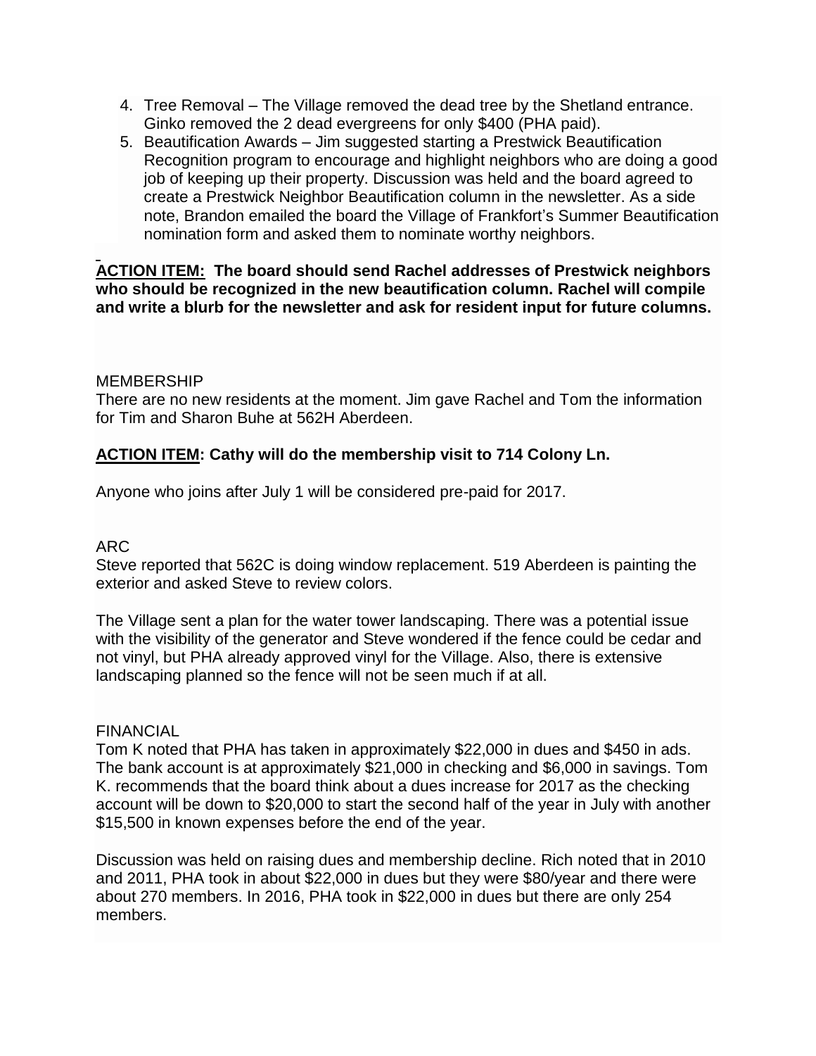4. Tree Removal – The Village removed the dead tree by the Shetland entrance. Ginko removed the 2 dead evergreens for only $400 (PHA paid).
5. Beautification Awards – Jim suggested starting a Prestwick Beautification Recognition program to encourage and highlight neighbors who are doing a good job of keeping up their property. Discussion was held and the board agreed to create a Prestwick Neighbor Beautification column in the newsletter. As a side note, Brandon emailed the board the Village of Frankfort's Summer Beautification nomination form and asked them to nominate worthy neighbors.

**ACTION ITEM: The board should send Rachel addresses of Prestwick neighbors who should be recognized in the new beautification column. Rachel will compile and write a blurb for the newsletter and ask for resident input for future columns.**

MEMBERSHIP

There are no new residents at the moment. Jim gave Rachel and Tom the information for Tim and Sharon Buhe at 562H Aberdeen.

**ACTION ITEM: Cathy will do the membership visit to 714 Colony Ln.**

Anyone who joins after July 1 will be considered pre-paid for 2017.

ARC

Steve reported that 562C is doing window replacement. 519 Aberdeen is painting the exterior and asked Steve to review colors.

The Village sent a plan for the water tower landscaping. There was a potential issue with the visibility of the generator and Steve wondered if the fence could be cedar and not vinyl, but PHA already approved vinyl for the Village. Also, there is extensive landscaping planned so the fence will not be seen much if at all.

FINANCIAL

Tom K noted that PHA has taken in approximately $22,000 in dues and $450 in ads. The bank account is at approximately $21,000 in checking and $6,000 in savings. Tom K. recommends that the board think about a dues increase for 2017 as the checking account will be down to $20,000 to start the second half of the year in July with another $15,500 in known expenses before the end of the year.

Discussion was held on raising dues and membership decline. Rich noted that in 2010 and 2011, PHA took in about $22,000 in dues but they were $80/year and there were about 270 members. In 2016, PHA took in $22,000 in dues but there are only 254 members.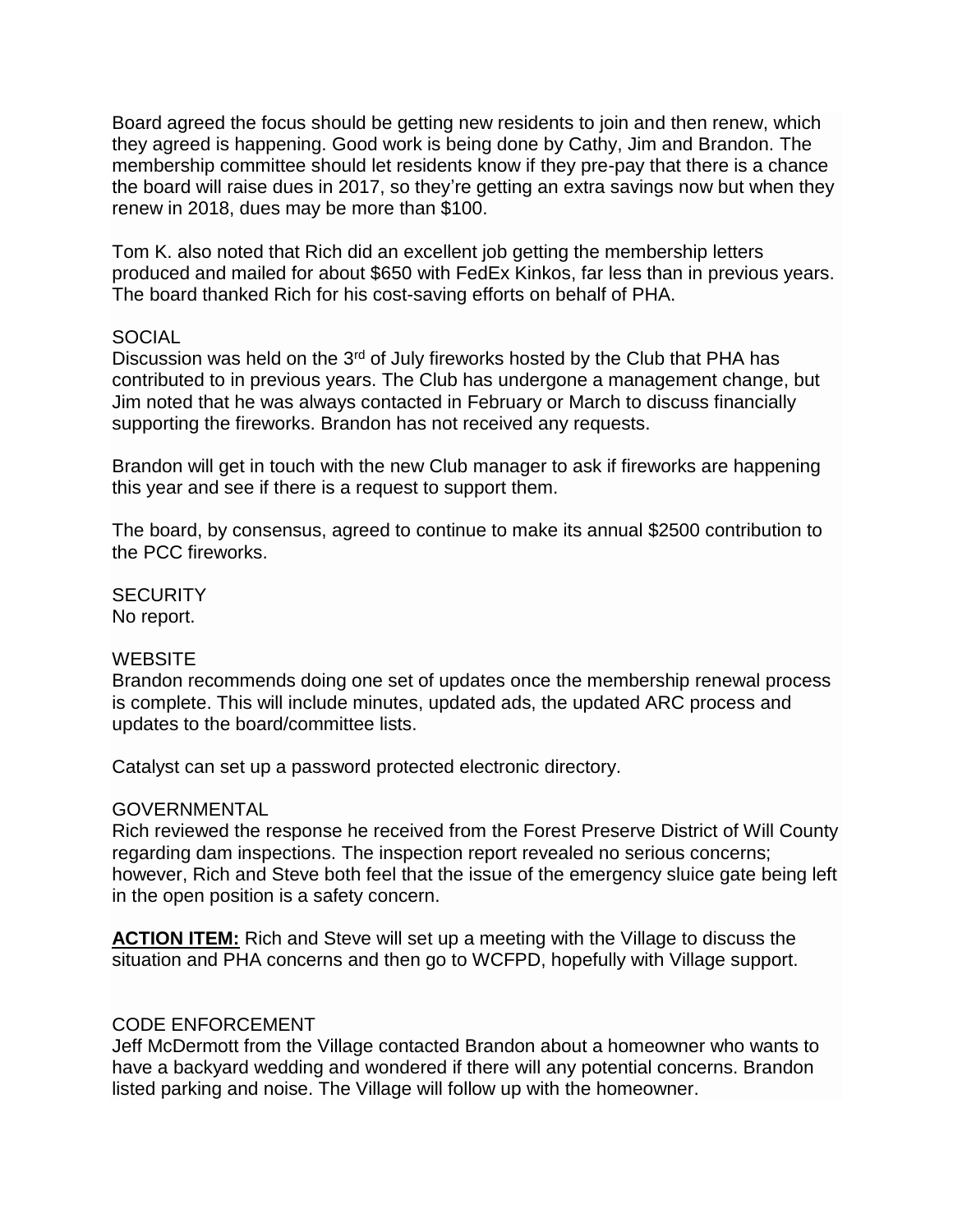Board agreed the focus should be getting new residents to join and then renew, which they agreed is happening. Good work is being done by Cathy, Jim and Brandon. The membership committee should let residents know if they pre-pay that there is a chance the board will raise dues in 2017, so they're getting an extra savings now but when they renew in 2018, dues may be more than $100.

Tom K. also noted that Rich did an excellent job getting the membership letters produced and mailed for about $650 with FedEx Kinkos, far less than in previous years. The board thanked Rich for his cost-saving efforts on behalf of PHA.

SOCIAL

Discussion was held on the 3rd of July fireworks hosted by the Club that PHA has contributed to in previous years. The Club has undergone a management change, but Jim noted that he was always contacted in February or March to discuss financially supporting the fireworks. Brandon has not received any requests.

Brandon will get in touch with the new Club manager to ask if fireworks are happening this year and see if there is a request to support them.

The board, by consensus, agreed to continue to make its annual $2500 contribution to the PCC fireworks.

SECURITY

No report.

WEBSITE

Brandon recommends doing one set of updates once the membership renewal process is complete. This will include minutes, updated ads, the updated ARC process and updates to the board/committee lists.

Catalyst can set up a password protected electronic directory.

GOVERNMENTAL

Rich reviewed the response he received from the Forest Preserve District of Will County regarding dam inspections. The inspection report revealed no serious concerns; however, Rich and Steve both feel that the issue of the emergency sluice gate being left in the open position is a safety concern.

**ACTION ITEM:** Rich and Steve will set up a meeting with the Village to discuss the situation and PHA concerns and then go to WCFPD, hopefully with Village support.

CODE ENFORCEMENT

Jeff McDermott from the Village contacted Brandon about a homeowner who wants to have a backyard wedding and wondered if there will any potential concerns. Brandon listed parking and noise. The Village will follow up with the homeowner.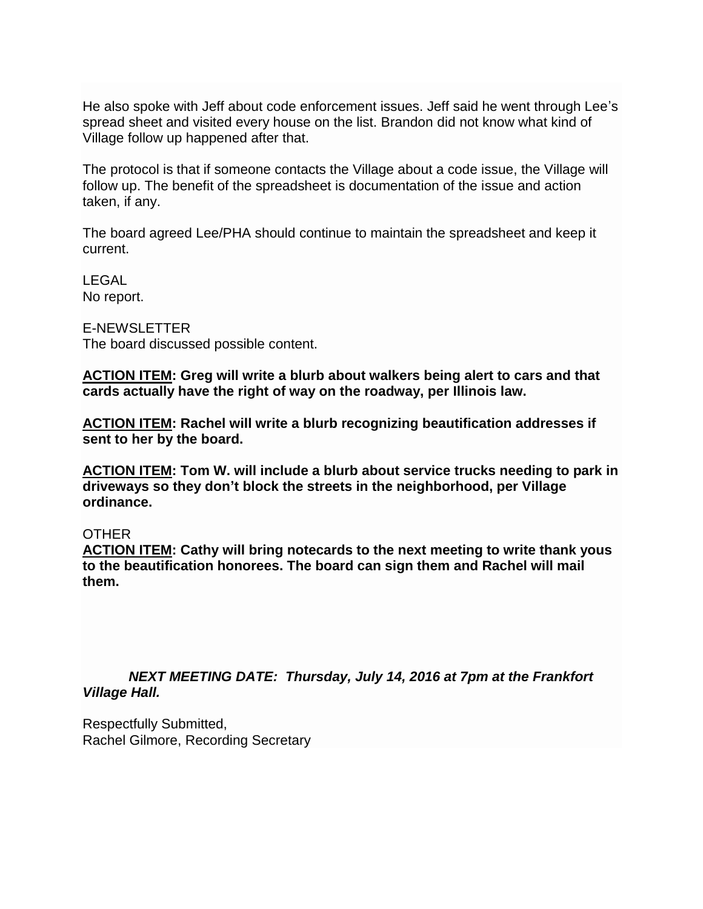He also spoke with Jeff about code enforcement issues. Jeff said he went through Lee's spread sheet and visited every house on the list. Brandon did not know what kind of Village follow up happened after that.

The protocol is that if someone contacts the Village about a code issue, the Village will follow up. The benefit of the spreadsheet is documentation of the issue and action taken, if any.

The board agreed Lee/PHA should continue to maintain the spreadsheet and keep it current.

LEGAL
No report.

E-NEWSLETTER
The board discussed possible content.

**<u>ACTION ITEM</u>: Greg will write a blurb about walkers being alert to cars and that cards actually have the right of way on the roadway, per Illinois law.**

**<u>ACTION ITEM</u>: Rachel will write a blurb recognizing beautification addresses if sent to her by the board.**

**<u>ACTION ITEM</u>: Tom W. will include a blurb about service trucks needing to park in driveways so they don't block the streets in the neighborhood, per Village ordinance.**

OTHER
**<u>ACTION ITEM</u>: Cathy will bring notecards to the next meeting to write thank yous to the beautification honorees. The board can sign them and Rachel will mail them.**

***NEXT MEETING DATE: Thursday, July 14, 2016 at 7pm at the Frankfort Village Hall.***

Respectfully Submitted,
Rachel Gilmore, Recording Secretary